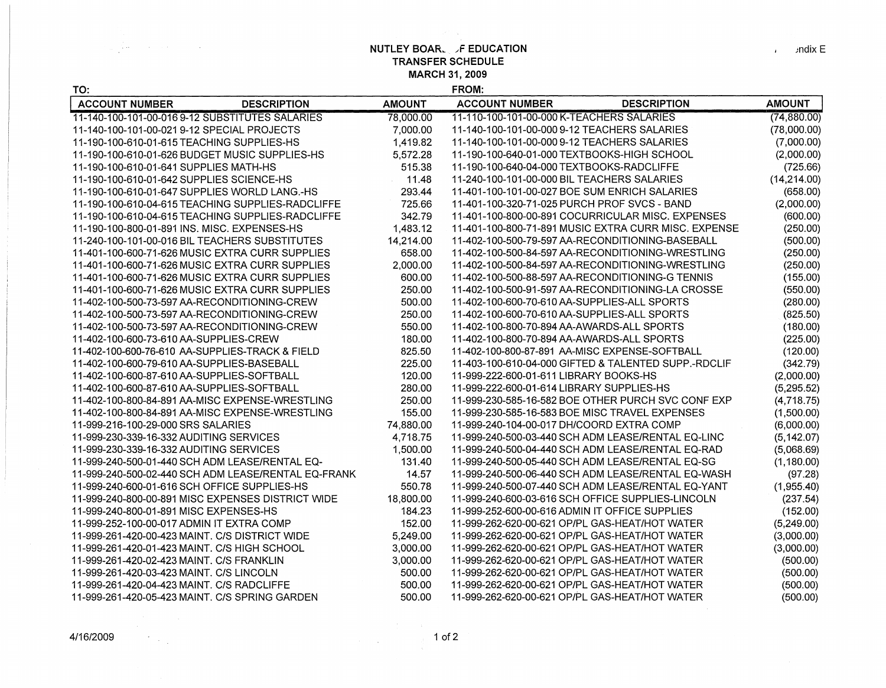# NUTLEY BOARD OF EDUCATION

## TRANSFER SCHEDULE

## MARCH 31, 2009

Appendix E

| TO: ACCOUNT NUMBER | DESCRIPTION | AMOUNT | FROM: ACCOUNT NUMBER | DESCRIPTION | AMOUNT |
|---|---|---|---|---|---|
| 11-140-100-101-00-016 | 9-12 SUBSTITUTES SALARIES | 78,000.00 | 11-110-100-101-00-000 | K-TEACHERS SALARIES | (74,880.00) |
| 11-140-100-101-00-021 | 9-12 SPECIAL PROJECTS | 7,000.00 | 11-140-100-101-00-000 | 9-12 TEACHERS SALARIES | (78,000.00) |
| 11-190-100-610-01-615 | TEACHING SUPPLIES-HS | 1,419.82 | 11-140-100-101-00-000 | 9-12 TEACHERS SALARIES | (7,000.00) |
| 11-190-100-610-01-626 | BUDGET MUSIC SUPPLIES-HS | 5,572.28 | 11-190-100-640-01-000 | TEXTBOOKS-HIGH SCHOOL | (2,000.00) |
| 11-190-100-610-01-641 | SUPPLIES MATH-HS | 515.38 | 11-190-100-640-04-000 | TEXTBOOKS-RADCLIFFE | (725.66) |
| 11-190-100-610-01-642 | SUPPLIES SCIENCE-HS | 11.48 | 11-240-100-101-00-000 | BIL TEACHERS SALARIES | (14,214.00) |
| 11-190-100-610-01-647 | SUPPLIES WORLD LANG.-HS | 293.44 | 11-401-100-101-00-027 | BOE SUM ENRICH SALARIES | (658.00) |
| 11-190-100-610-04-615 | TEACHING SUPPLIES-RADCLIFFE | 725.66 | 11-401-100-320-71-025 | PURCH PROF SVCS - BAND | (2,000.00) |
| 11-190-100-610-04-615 | TEACHING SUPPLIES-RADCLIFFE | 342.79 | 11-401-100-800-00-891 | COCURRICULAR MISC. EXPENSES | (600.00) |
| 11-190-100-800-01-891 | INS. MISC. EXPENSES-HS | 1,483.12 | 11-401-100-800-71-891 | MUSIC EXTRA CURR MISC. EXPENSE | (250.00) |
| 11-240-100-101-00-016 | BIL TEACHERS SUBSTITUTES | 14,214.00 | 11-402-100-500-79-597 | AA-RECONDITIONING-BASEBALL | (500.00) |
| 11-401-100-600-71-626 | MUSIC EXTRA CURR SUPPLIES | 658.00 | 11-402-100-500-84-597 | AA-RECONDITIONING-WRESTLING | (250.00) |
| 11-401-100-600-71-626 | MUSIC EXTRA CURR SUPPLIES | 2,000.00 | 11-402-100-500-84-597 | AA-RECONDITIONING-WRESTLING | (250.00) |
| 11-401-100-600-71-626 | MUSIC EXTRA CURR SUPPLIES | 600.00 | 11-402-100-500-88-597 | AA-RECONDITIONING-G TENNIS | (155.00) |
| 11-401-100-600-71-626 | MUSIC EXTRA CURR SUPPLIES | 250.00 | 11-402-100-500-91-597 | AA-RECONDITIONING-LA CROSSE | (550.00) |
| 11-402-100-500-73-597 | AA-RECONDITIONING-CREW | 500.00 | 11-402-100-600-70-610 | AA-SUPPLIES-ALL SPORTS | (280.00) |
| 11-402-100-500-73-597 | AA-RECONDITIONING-CREW | 250.00 | 11-402-100-600-70-610 | AA-SUPPLIES-ALL SPORTS | (825.50) |
| 11-402-100-500-73-597 | AA-RECONDITIONING-CREW | 550.00 | 11-402-100-800-70-894 | AA-AWARDS-ALL SPORTS | (180.00) |
| 11-402-100-600-73-610 | AA-SUPPLIES-CREW | 180.00 | 11-402-100-800-70-894 | AA-AWARDS-ALL SPORTS | (225.00) |
| 11-402-100-600-76-610 | AA-SUPPLIES-TRACK & FIELD | 825.50 | 11-402-100-800-87-891 | AA-MISC EXPENSE-SOFTBALL | (120.00) |
| 11-402-100-600-79-610 | AA-SUPPLIES-BASEBALL | 225.00 | 11-403-100-610-04-000 | GIFTED & TALENTED SUPP.-RDCLIF | (342.79) |
| 11-402-100-600-87-610 | AA-SUPPLIES-SOFTBALL | 120.00 | 11-999-222-600-01-611 | LIBRARY BOOKS-HS | (2,000.00) |
| 11-402-100-600-87-610 | AA-SUPPLIES-SOFTBALL | 280.00 | 11-999-222-600-01-614 | LIBRARY SUPPLIES-HS | (5,295.52) |
| 11-402-100-800-84-891 | AA-MISC EXPENSE-WRESTLING | 250.00 | 11-999-230-585-16-582 | BOE OTHER PURCH SVC CONF EXP | (4,718.75) |
| 11-402-100-800-84-891 | AA-MISC EXPENSE-WRESTLING | 155.00 | 11-999-230-585-16-583 | BOE MISC TRAVEL EXPENSES | (1,500.00) |
| 11-999-216-100-29-000 | SRS SALARIES | 74,880.00 | 11-999-240-104-00-017 | DH/COORD EXTRA COMP | (6,000.00) |
| 11-999-230-339-16-332 | AUDITING SERVICES | 4,718.75 | 11-999-240-500-03-440 | SCH ADM LEASE/RENTAL EQ-LINC | (5,142.07) |
| 11-999-230-339-16-332 | AUDITING SERVICES | 1,500.00 | 11-999-240-500-04-440 | SCH ADM LEASE/RENTAL EQ-RAD | (5,068.69) |
| 11-999-240-500-01-440 | SCH ADM LEASE/RENTAL EQ- | 131.40 | 11-999-240-500-05-440 | SCH ADM LEASE/RENTAL EQ-SG | (1,180.00) |
| 11-999-240-500-02-440 | SCH ADM LEASE/RENTAL EQ-FRANK | 14.57 | 11-999-240-500-06-440 | SCH ADM LEASE/RENTAL EQ-WASH | (97.28) |
| 11-999-240-600-01-616 | SCH OFFICE SUPPLIES-HS | 550.78 | 11-999-240-500-07-440 | SCH ADM LEASE/RENTAL EQ-YANT | (1,955.40) |
| 11-999-240-800-00-891 | MISC EXPENSES DISTRICT WIDE | 18,800.00 | 11-999-240-600-03-616 | SCH OFFICE SUPPLIES-LINCOLN | (237.54) |
| 11-999-240-800-01-891 | MISC EXPENSES-HS | 184.23 | 11-999-252-600-00-616 | ADMIN IT OFFICE SUPPLIES | (152.00) |
| 11-999-252-100-00-017 | ADMIN IT EXTRA COMP | 152.00 | 11-999-262-620-00-621 | OP/PL GAS-HEAT/HOT WATER | (5,249.00) |
| 11-999-261-420-00-423 | MAINT. C/S DISTRICT WIDE | 5,249.00 | 11-999-262-620-00-621 | OP/PL GAS-HEAT/HOT WATER | (3,000.00) |
| 11-999-261-420-01-423 | MAINT. C/S HIGH SCHOOL | 3,000.00 | 11-999-262-620-00-621 | OP/PL GAS-HEAT/HOT WATER | (3,000.00) |
| 11-999-261-420-02-423 | MAINT. C/S FRANKLIN | 3,000.00 | 11-999-262-620-00-621 | OP/PL GAS-HEAT/HOT WATER | (500.00) |
| 11-999-261-420-03-423 | MAINT. C/S LINCOLN | 500.00 | 11-999-262-620-00-621 | OP/PL GAS-HEAT/HOT WATER | (500.00) |
| 11-999-261-420-04-423 | MAINT. C/S RADCLIFFE | 500.00 | 11-999-262-620-00-621 | OP/PL GAS-HEAT/HOT WATER | (500.00) |
| 11-999-261-420-05-423 | MAINT. C/S SPRING GARDEN | 500.00 | 11-999-262-620-00-621 | OP/PL GAS-HEAT/HOT WATER | (500.00) |

4/16/2009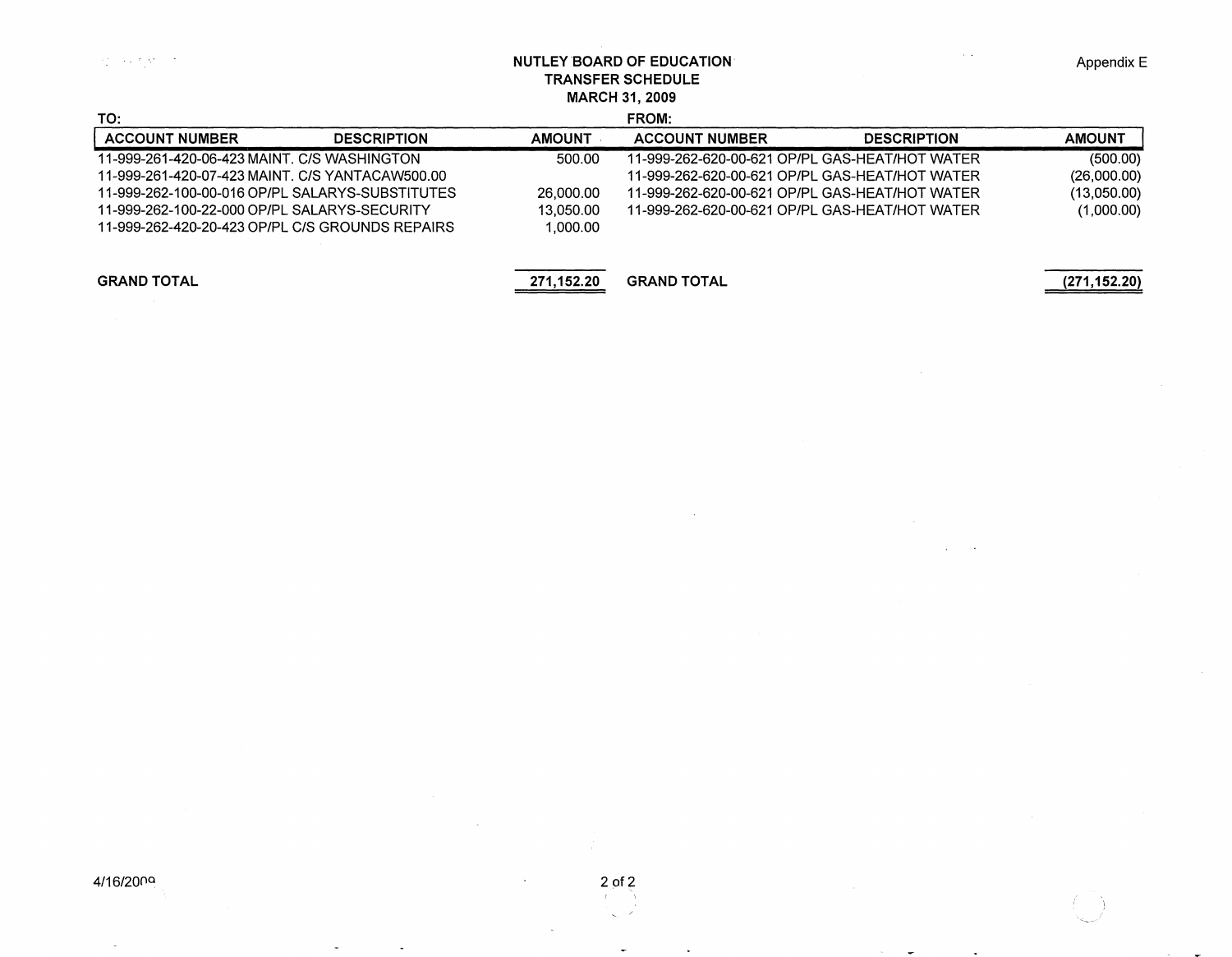**NUTLEY BOARD OF EDUCATION**
**TRANSFER SCHEDULE**
**MARCH 31, 2009**

Appendix E

| TO: ACCOUNT NUMBER | DESCRIPTION | AMOUNT | FROM: ACCOUNT NUMBER | DESCRIPTION | AMOUNT |
|---|---|---|---|---|---|
| 11-999-261-420-06-423 | MAINT. C/S WASHINGTON | 500.00 | 11-999-262-620-00-621 | OP/PL GAS-HEAT/HOT WATER | (500.00) |
| 11-999-261-420-07-423 | MAINT. C/S YANTACAW | 500.00 | 11-999-262-620-00-621 | OP/PL GAS-HEAT/HOT WATER | (26,000.00) |
| 11-999-262-100-00-016 | OP/PL SALARYS-SUBSTITUTES | 26,000.00 | 11-999-262-620-00-621 | OP/PL GAS-HEAT/HOT WATER | (13,050.00) |
| 11-999-262-100-22-000 | OP/PL SALARYS-SECURITY | 13,050.00 | 11-999-262-620-00-621 | OP/PL GAS-HEAT/HOT WATER | (1,000.00) |
| 11-999-262-420-20-423 | OP/PL C/S GROUNDS REPAIRS | 1,000.00 | | | |
| **GRAND TOTAL** | | **271,152.20** | **GRAND TOTAL** | | **(271,152.20)** |

4/16/2009